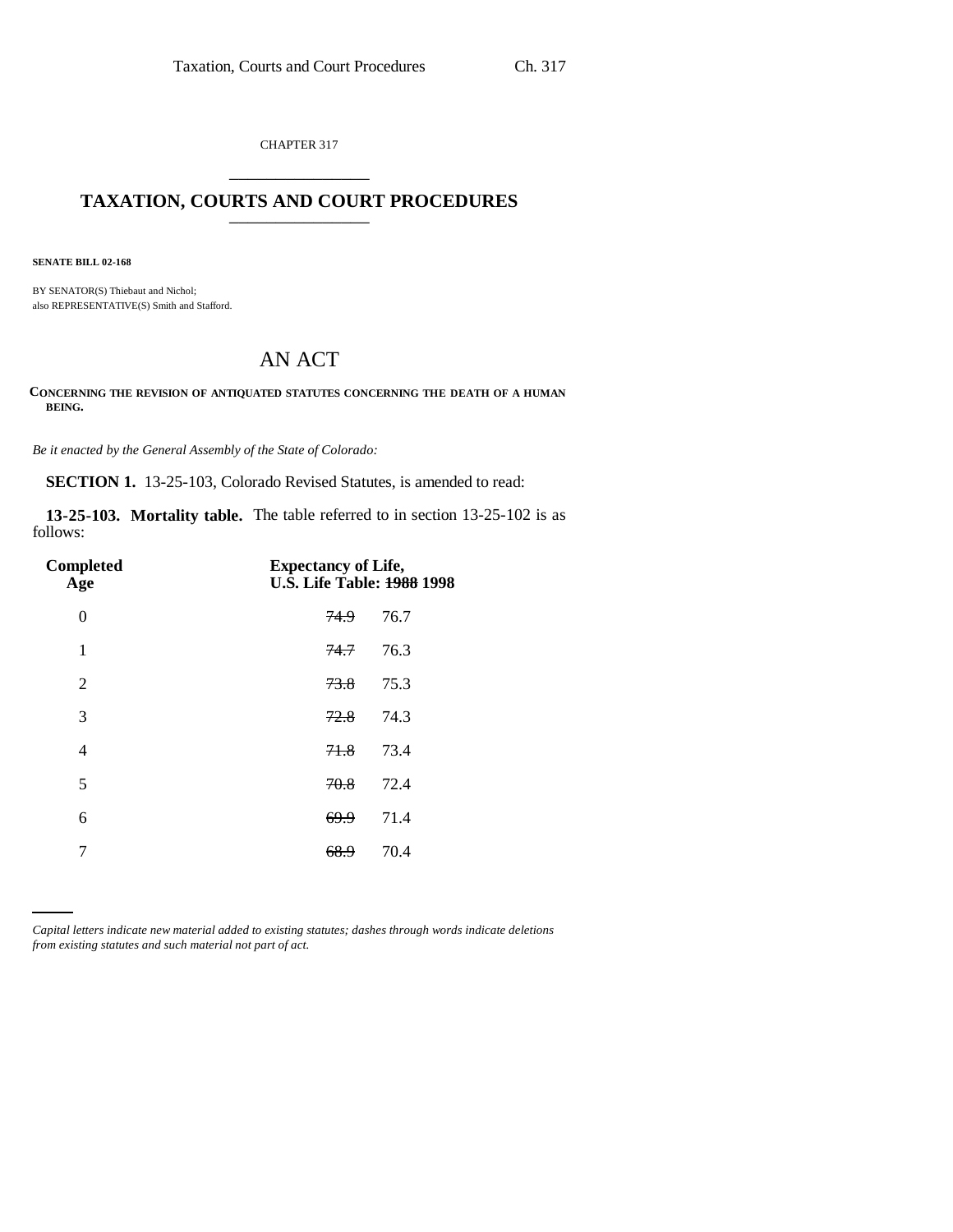CHAPTER 317

# TAXATION, COURTS AND COURT PROCEDURES

**SENATE BILL 02-168**

BY SENATOR(S) Thiebaut and Nichol;
also REPRESENTATIVE(S) Smith and Stafford.

## AN ACT

**CONCERNING THE REVISION OF ANTIQUATED STATUTES CONCERNING THE DEATH OF A HUMAN BEING.**

*Be it enacted by the General Assembly of the State of Colorado:*

**SECTION 1.** 13-25-103, Colorado Revised Statutes, is amended to read:

**13-25-103. Mortality table.** The table referred to in section 13-25-102 is as follows:

| Completed Age | Expectancy of Life, U.S. Life Table: ~~1988~~ 1998 | |
|---|---|---|
| 0 | ~~74.9~~ | 76.7 |
| 1 | ~~74.7~~ | 76.3 |
| 2 | ~~73.8~~ | 75.3 |
| 3 | ~~72.8~~ | 74.3 |
| 4 | ~~71.8~~ | 73.4 |
| 5 | ~~70.8~~ | 72.4 |
| 6 | ~~69.9~~ | 71.4 |
| 7 | ~~68.9~~ | 70.4 |

*Capital letters indicate new material added to existing statutes; dashes through words indicate deletions from existing statutes and such material not part of act.*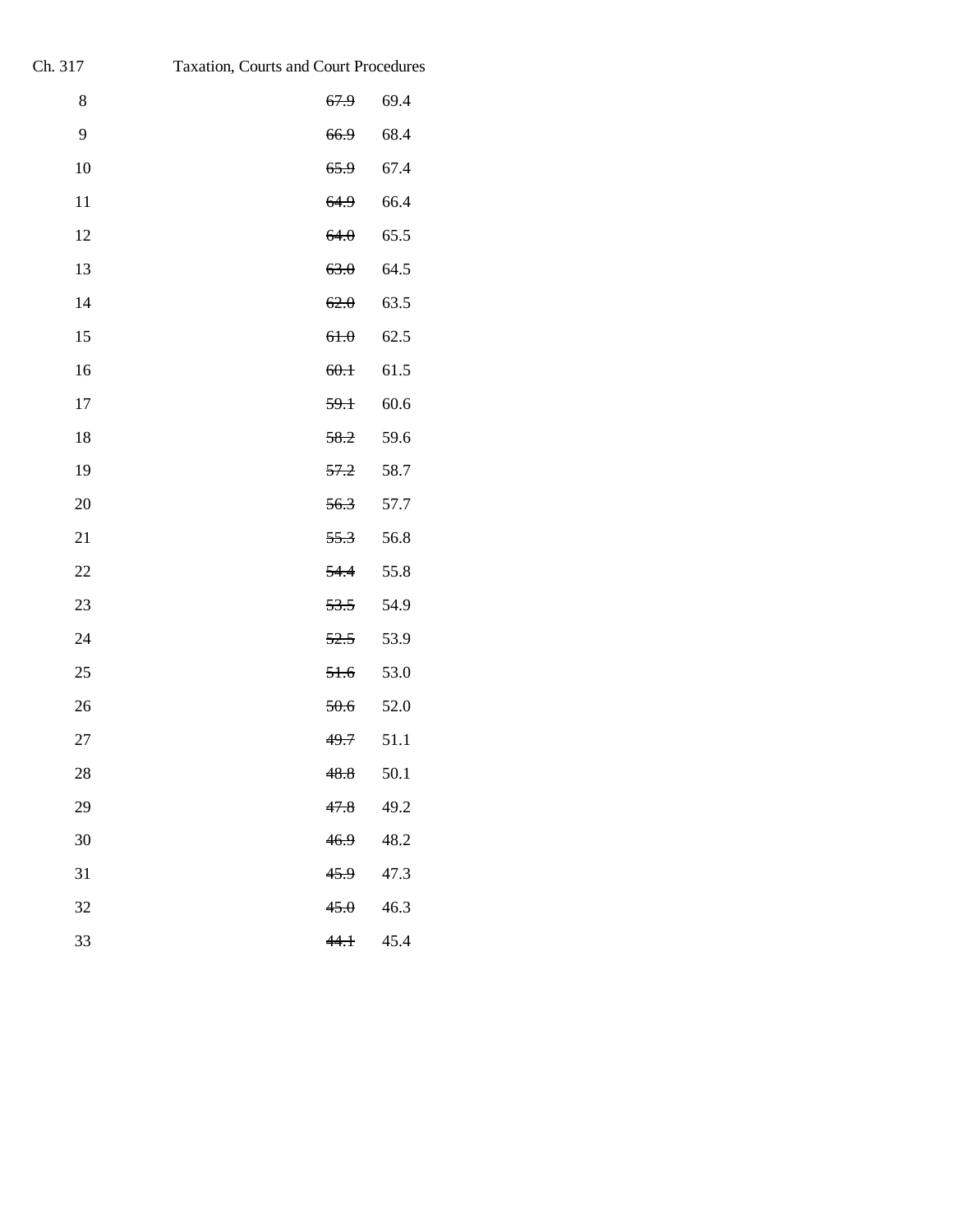| | | |
|---|---|---|
| 8 | ~~67.9~~ | 69.4 |
| 9 | ~~66.9~~ | 68.4 |
| 10 | ~~65.9~~ | 67.4 |
| 11 | ~~64.9~~ | 66.4 |
| 12 | ~~64.0~~ | 65.5 |
| 13 | ~~63.0~~ | 64.5 |
| 14 | ~~62.0~~ | 63.5 |
| 15 | ~~61.0~~ | 62.5 |
| 16 | ~~60.1~~ | 61.5 |
| 17 | ~~59.1~~ | 60.6 |
| 18 | ~~58.2~~ | 59.6 |
| 19 | ~~57.2~~ | 58.7 |
| 20 | ~~56.3~~ | 57.7 |
| 21 | ~~55.3~~ | 56.8 |
| 22 | ~~54.4~~ | 55.8 |
| 23 | ~~53.5~~ | 54.9 |
| 24 | ~~52.5~~ | 53.9 |
| 25 | ~~51.6~~ | 53.0 |
| 26 | ~~50.6~~ | 52.0 |
| 27 | ~~49.7~~ | 51.1 |
| 28 | ~~48.8~~ | 50.1 |
| 29 | ~~47.8~~ | 49.2 |
| 30 | ~~46.9~~ | 48.2 |
| 31 | ~~45.9~~ | 47.3 |
| 32 | ~~45.0~~ | 46.3 |
| 33 | ~~44.1~~ | 45.4 |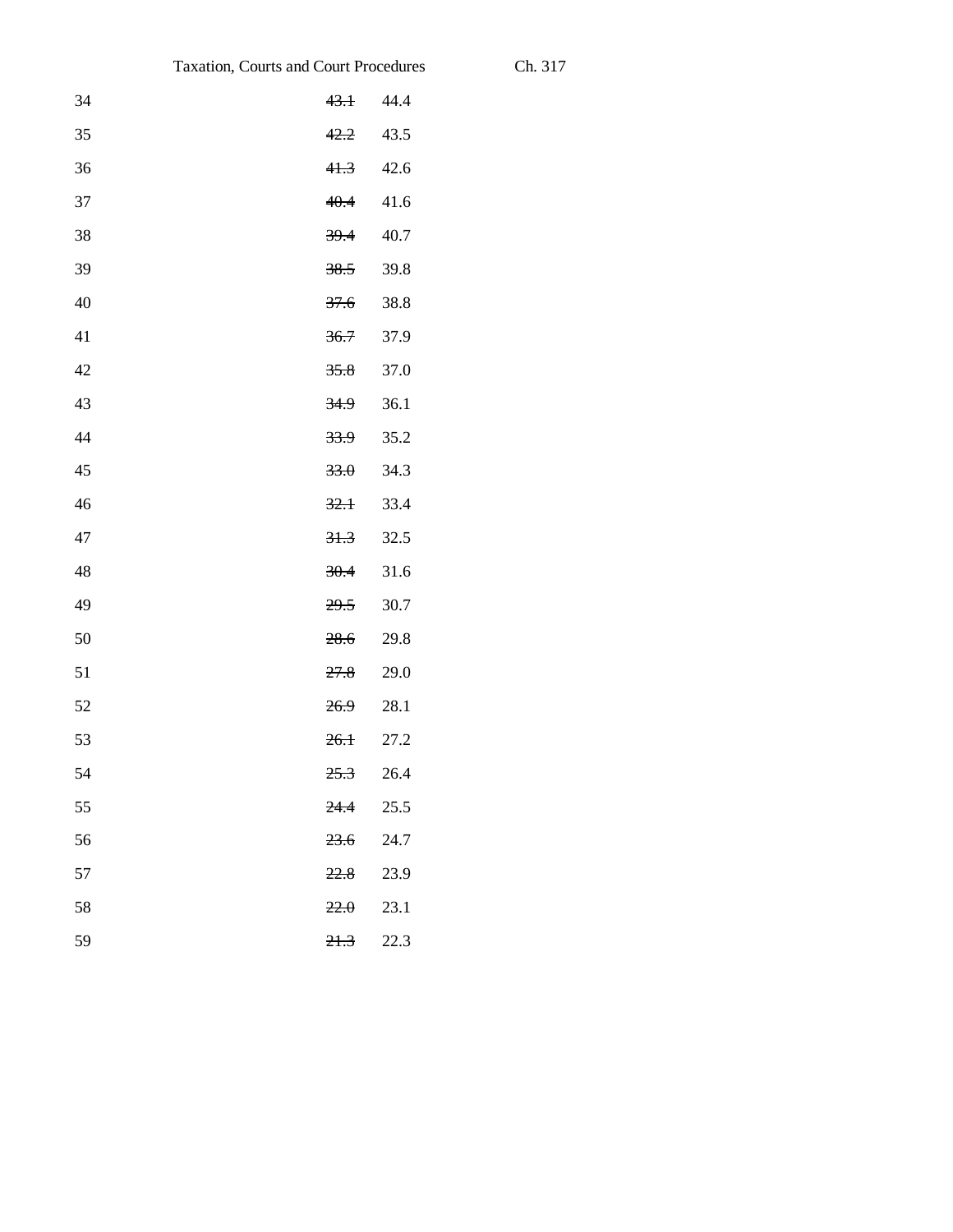| | | |
|---|---|---|
| 34 | ~~43.1~~ | 44.4 |
| 35 | ~~42.2~~ | 43.5 |
| 36 | ~~41.3~~ | 42.6 |
| 37 | ~~40.4~~ | 41.6 |
| 38 | ~~39.4~~ | 40.7 |
| 39 | ~~38.5~~ | 39.8 |
| 40 | ~~37.6~~ | 38.8 |
| 41 | ~~36.7~~ | 37.9 |
| 42 | ~~35.8~~ | 37.0 |
| 43 | ~~34.9~~ | 36.1 |
| 44 | ~~33.9~~ | 35.2 |
| 45 | ~~33.0~~ | 34.3 |
| 46 | ~~32.1~~ | 33.4 |
| 47 | ~~31.3~~ | 32.5 |
| 48 | ~~30.4~~ | 31.6 |
| 49 | ~~29.5~~ | 30.7 |
| 50 | ~~28.6~~ | 29.8 |
| 51 | ~~27.8~~ | 29.0 |
| 52 | ~~26.9~~ | 28.1 |
| 53 | ~~26.1~~ | 27.2 |
| 54 | ~~25.3~~ | 26.4 |
| 55 | ~~24.4~~ | 25.5 |
| 56 | ~~23.6~~ | 24.7 |
| 57 | ~~22.8~~ | 23.9 |
| 58 | ~~22.0~~ | 23.1 |
| 59 | ~~21.3~~ | 22.3 |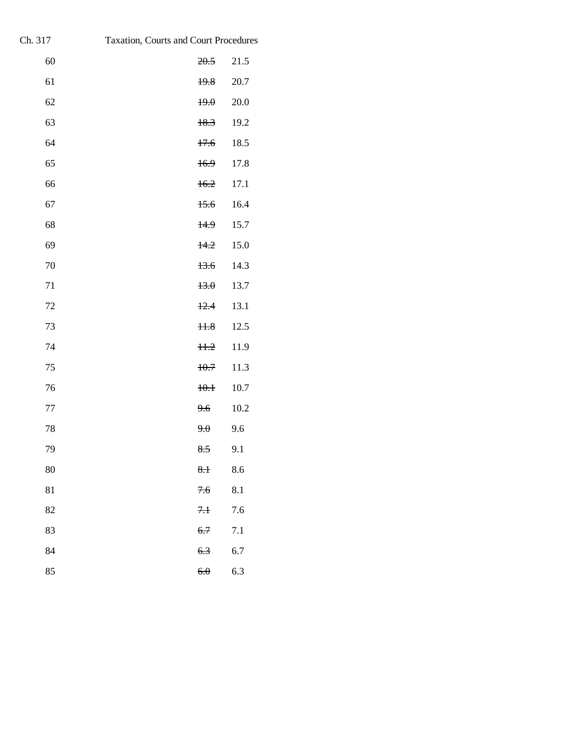| | | |
|---|---|---|
| 60 | ~~20.5~~ | 21.5 |
| 61 | ~~19.8~~ | 20.7 |
| 62 | ~~19.0~~ | 20.0 |
| 63 | ~~18.3~~ | 19.2 |
| 64 | ~~17.6~~ | 18.5 |
| 65 | ~~16.9~~ | 17.8 |
| 66 | ~~16.2~~ | 17.1 |
| 67 | ~~15.6~~ | 16.4 |
| 68 | ~~14.9~~ | 15.7 |
| 69 | ~~14.2~~ | 15.0 |
| 70 | ~~13.6~~ | 14.3 |
| 71 | ~~13.0~~ | 13.7 |
| 72 | ~~12.4~~ | 13.1 |
| 73 | ~~11.8~~ | 12.5 |
| 74 | ~~11.2~~ | 11.9 |
| 75 | ~~10.7~~ | 11.3 |
| 76 | ~~10.1~~ | 10.7 |
| 77 | ~~9.6~~ | 10.2 |
| 78 | ~~9.0~~ | 9.6 |
| 79 | ~~8.5~~ | 9.1 |
| 80 | ~~8.1~~ | 8.6 |
| 81 | ~~7.6~~ | 8.1 |
| 82 | ~~7.1~~ | 7.6 |
| 83 | ~~6.7~~ | 7.1 |
| 84 | ~~6.3~~ | 6.7 |
| 85 | ~~6.0~~ | 6.3 |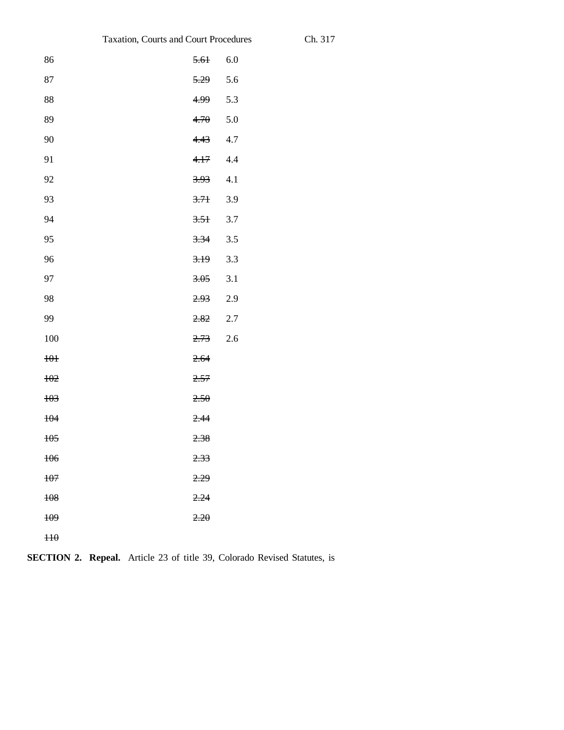| | | |
|---|---|---|
| 86 | ~~5.61~~ | 6.0 |
| 87 | ~~5.29~~ | 5.6 |
| 88 | ~~4.99~~ | 5.3 |
| 89 | ~~4.70~~ | 5.0 |
| 90 | ~~4.43~~ | 4.7 |
| 91 | ~~4.17~~ | 4.4 |
| 92 | ~~3.93~~ | 4.1 |
| 93 | ~~3.71~~ | 3.9 |
| 94 | ~~3.51~~ | 3.7 |
| 95 | ~~3.34~~ | 3.5 |
| 96 | ~~3.19~~ | 3.3 |
| 97 | ~~3.05~~ | 3.1 |
| 98 | ~~2.93~~ | 2.9 |
| 99 | ~~2.82~~ | 2.7 |
| 100 | ~~2.73~~ | 2.6 |
| ~~101~~ | ~~2.64~~ | |
| ~~102~~ | ~~2.57~~ | |
| ~~103~~ | ~~2.50~~ | |
| ~~104~~ | ~~2.44~~ | |
| ~~105~~ | ~~2.38~~ | |
| ~~106~~ | ~~2.33~~ | |
| ~~107~~ | ~~2.29~~ | |
| ~~108~~ | ~~2.24~~ | |
| ~~109~~ | ~~2.20~~ | |
| ~~110~~ | | |

**SECTION 2. Repeal.** Article 23 of title 39, Colorado Revised Statutes, is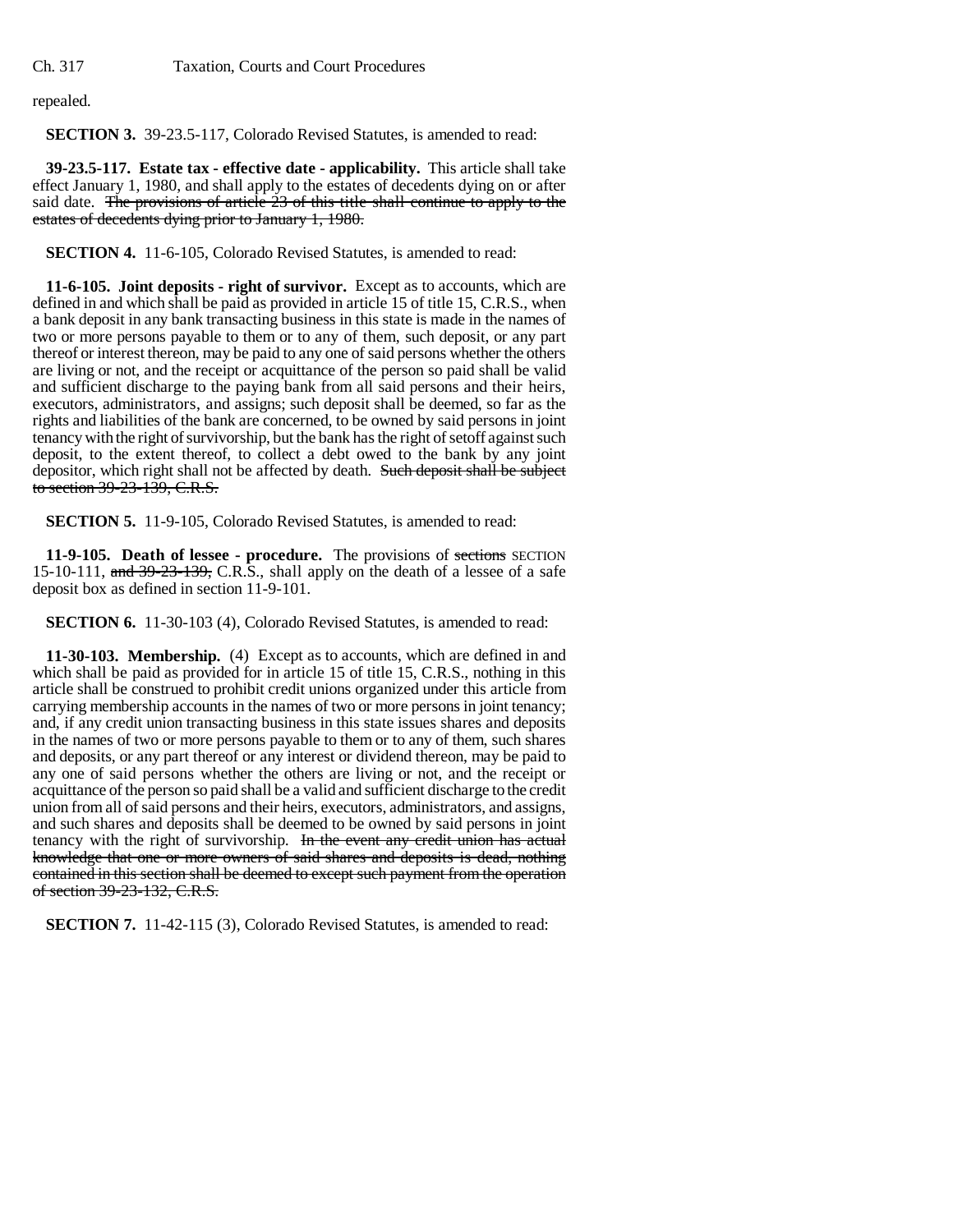repealed.

**SECTION 3.** 39-23.5-117, Colorado Revised Statutes, is amended to read:

**39-23.5-117. Estate tax - effective date - applicability.** This article shall take effect January 1, 1980, and shall apply to the estates of decedents dying on or after said date. ~~The provisions of article 23 of this title shall continue to apply to the estates of decedents dying prior to January 1, 1980.~~

**SECTION 4.** 11-6-105, Colorado Revised Statutes, is amended to read:

**11-6-105. Joint deposits - right of survivor.** Except as to accounts, which are defined in and which shall be paid as provided in article 15 of title 15, C.R.S., when a bank deposit in any bank transacting business in this state is made in the names of two or more persons payable to them or to any of them, such deposit, or any part thereof or interest thereon, may be paid to any one of said persons whether the others are living or not, and the receipt or acquittance of the person so paid shall be valid and sufficient discharge to the paying bank from all said persons and their heirs, executors, administrators, and assigns; such deposit shall be deemed, so far as the rights and liabilities of the bank are concerned, to be owned by said persons in joint tenancy with the right of survivorship, but the bank has the right of setoff against such deposit, to the extent thereof, to collect a debt owed to the bank by any joint depositor, which right shall not be affected by death. ~~Such deposit shall be subject to section 39-23-139, C.R.S.~~

**SECTION 5.** 11-9-105, Colorado Revised Statutes, is amended to read:

**11-9-105. Death of lessee - procedure.** The provisions of ~~sections~~ SECTION 15-10-111, ~~and 39-23-139,~~ C.R.S., shall apply on the death of a lessee of a safe deposit box as defined in section 11-9-101.

**SECTION 6.** 11-30-103 (4), Colorado Revised Statutes, is amended to read:

**11-30-103. Membership.** (4) Except as to accounts, which are defined in and which shall be paid as provided for in article 15 of title 15, C.R.S., nothing in this article shall be construed to prohibit credit unions organized under this article from carrying membership accounts in the names of two or more persons in joint tenancy; and, if any credit union transacting business in this state issues shares and deposits in the names of two or more persons payable to them or to any of them, such shares and deposits, or any part thereof or any interest or dividend thereon, may be paid to any one of said persons whether the others are living or not, and the receipt or acquittance of the person so paid shall be a valid and sufficient discharge to the credit union from all of said persons and their heirs, executors, administrators, and assigns, and such shares and deposits shall be deemed to be owned by said persons in joint tenancy with the right of survivorship. ~~In the event any credit union has actual knowledge that one or more owners of said shares and deposits is dead, nothing contained in this section shall be deemed to except such payment from the operation of section 39-23-132, C.R.S.~~

**SECTION 7.** 11-42-115 (3), Colorado Revised Statutes, is amended to read: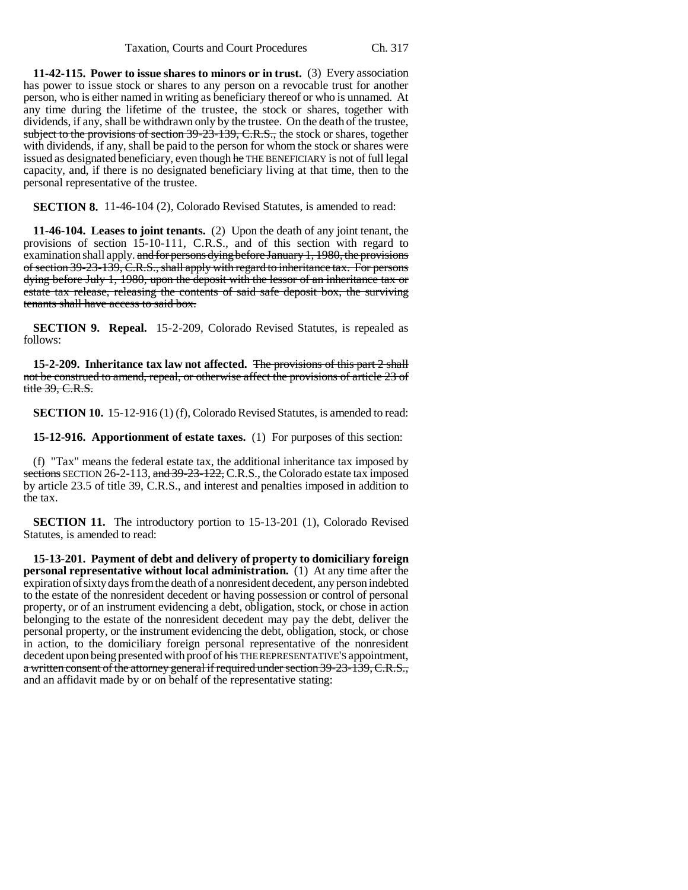**11-42-115. Power to issue shares to minors or in trust.** (3) Every association has power to issue stock or shares to any person on a revocable trust for another person, who is either named in writing as beneficiary thereof or who is unnamed. At any time during the lifetime of the trustee, the stock or shares, together with dividends, if any, shall be withdrawn only by the trustee. On the death of the trustee, ~~subject to the provisions of section 39-23-139, C.R.S.,~~ the stock or shares, together with dividends, if any, shall be paid to the person for whom the stock or shares were issued as designated beneficiary, even though ~~he~~ THE BENEFICIARY is not of full legal capacity, and, if there is no designated beneficiary living at that time, then to the personal representative of the trustee.

**SECTION 8.** 11-46-104 (2), Colorado Revised Statutes, is amended to read:

**11-46-104. Leases to joint tenants.** (2) Upon the death of any joint tenant, the provisions of section 15-10-111, C.R.S., and of this section with regard to examination shall apply. ~~and for persons dying before January 1, 1980, the provisions of section 39-23-139, C.R.S., shall apply with regard to inheritance tax. For persons dying before July 1, 1980, upon the deposit with the lessor of an inheritance tax or estate tax release, releasing the contents of said safe deposit box, the surviving tenants shall have access to said box.~~

**SECTION 9. Repeal.** 15-2-209, Colorado Revised Statutes, is repealed as follows:

**15-2-209. Inheritance tax law not affected.** ~~The provisions of this part 2 shall not be construed to amend, repeal, or otherwise affect the provisions of article 23 of title 39, C.R.S.~~

**SECTION 10.** 15-12-916 (1) (f), Colorado Revised Statutes, is amended to read:

**15-12-916. Apportionment of estate taxes.** (1) For purposes of this section:

(f) "Tax" means the federal estate tax, the additional inheritance tax imposed by ~~sections~~ SECTION 26-2-113, ~~and 39-23-122,~~ C.R.S., the Colorado estate tax imposed by article 23.5 of title 39, C.R.S., and interest and penalties imposed in addition to the tax.

**SECTION 11.** The introductory portion to 15-13-201 (1), Colorado Revised Statutes, is amended to read:

**15-13-201. Payment of debt and delivery of property to domiciliary foreign personal representative without local administration.** (1) At any time after the expiration of sixty days from the death of a nonresident decedent, any person indebted to the estate of the nonresident decedent or having possession or control of personal property, or of an instrument evidencing a debt, obligation, stock, or chose in action belonging to the estate of the nonresident decedent may pay the debt, deliver the personal property, or the instrument evidencing the debt, obligation, stock, or chose in action, to the domiciliary foreign personal representative of the nonresident decedent upon being presented with proof of ~~his~~ THE REPRESENTATIVE'S appointment, ~~a written consent of the attorney general if required under section 39-23-139, C.R.S.,~~ and an affidavit made by or on behalf of the representative stating: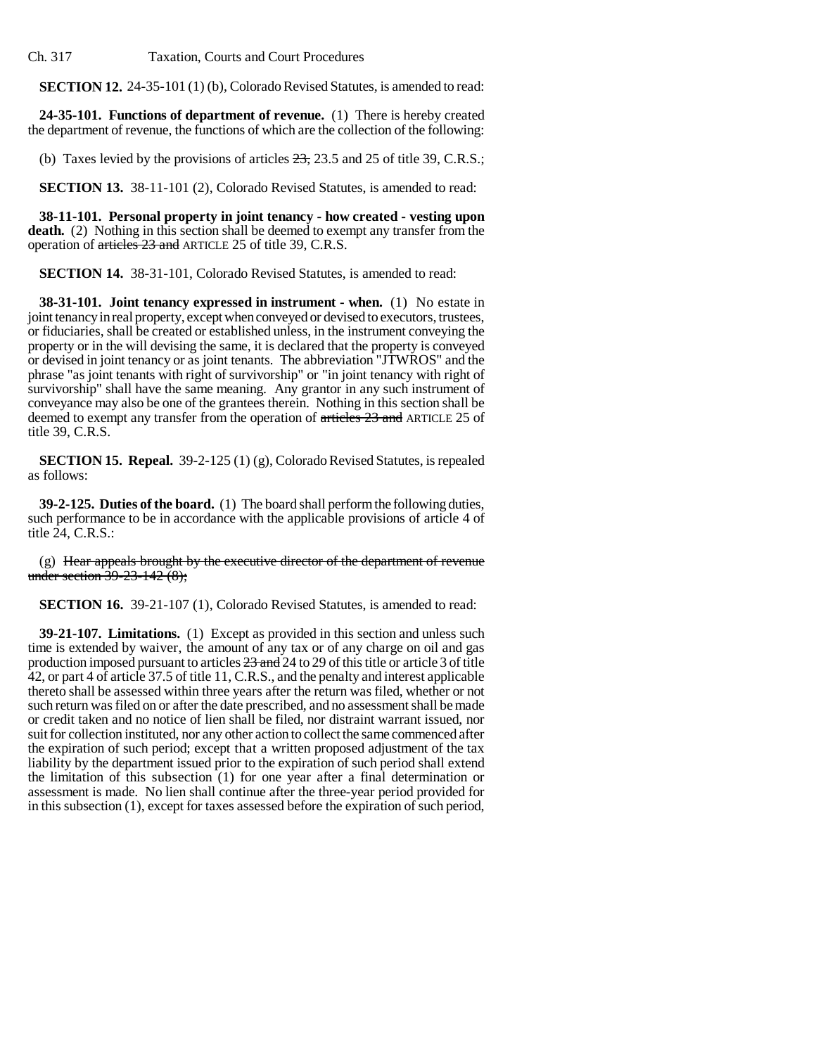**SECTION 12.** 24-35-101 (1) (b), Colorado Revised Statutes, is amended to read:

**24-35-101. Functions of department of revenue.** (1) There is hereby created the department of revenue, the functions of which are the collection of the following:

(b) Taxes levied by the provisions of articles ~~23,~~ 23.5 and 25 of title 39, C.R.S.;

**SECTION 13.** 38-11-101 (2), Colorado Revised Statutes, is amended to read:

**38-11-101. Personal property in joint tenancy - how created - vesting upon death.** (2) Nothing in this section shall be deemed to exempt any transfer from the operation of ~~articles 23 and~~ ARTICLE 25 of title 39, C.R.S.

**SECTION 14.** 38-31-101, Colorado Revised Statutes, is amended to read:

**38-31-101. Joint tenancy expressed in instrument - when.** (1) No estate in joint tenancy in real property, except when conveyed or devised to executors, trustees, or fiduciaries, shall be created or established unless, in the instrument conveying the property or in the will devising the same, it is declared that the property is conveyed or devised in joint tenancy or as joint tenants. The abbreviation "JTWROS" and the phrase "as joint tenants with right of survivorship" or "in joint tenancy with right of survivorship" shall have the same meaning. Any grantor in any such instrument of conveyance may also be one of the grantees therein. Nothing in this section shall be deemed to exempt any transfer from the operation of ~~articles 23 and~~ ARTICLE 25 of title 39, C.R.S.

**SECTION 15. Repeal.** 39-2-125 (1) (g), Colorado Revised Statutes, is repealed as follows:

**39-2-125. Duties of the board.** (1) The board shall perform the following duties, such performance to be in accordance with the applicable provisions of article 4 of title 24, C.R.S.:

(g) ~~Hear appeals brought by the executive director of the department of revenue under section 39-23-142 (8);~~

**SECTION 16.** 39-21-107 (1), Colorado Revised Statutes, is amended to read:

**39-21-107. Limitations.** (1) Except as provided in this section and unless such time is extended by waiver, the amount of any tax or of any charge on oil and gas production imposed pursuant to articles ~~23 and~~ 24 to 29 of this title or article 3 of title 42, or part 4 of article 37.5 of title 11, C.R.S., and the penalty and interest applicable thereto shall be assessed within three years after the return was filed, whether or not such return was filed on or after the date prescribed, and no assessment shall be made or credit taken and no notice of lien shall be filed, nor distraint warrant issued, nor suit for collection instituted, nor any other action to collect the same commenced after the expiration of such period; except that a written proposed adjustment of the tax liability by the department issued prior to the expiration of such period shall extend the limitation of this subsection (1) for one year after a final determination or assessment is made. No lien shall continue after the three-year period provided for in this subsection (1), except for taxes assessed before the expiration of such period,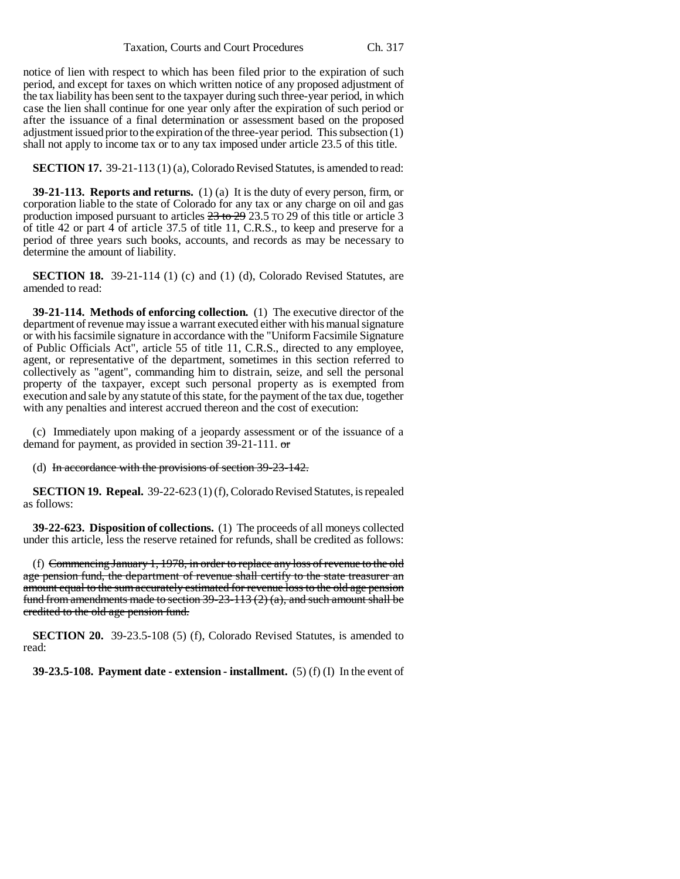notice of lien with respect to which has been filed prior to the expiration of such period, and except for taxes on which written notice of any proposed adjustment of the tax liability has been sent to the taxpayer during such three-year period, in which case the lien shall continue for one year only after the expiration of such period or after the issuance of a final determination or assessment based on the proposed adjustment issued prior to the expiration of the three-year period. This subsection (1) shall not apply to income tax or to any tax imposed under article 23.5 of this title.

**SECTION 17.** 39-21-113 (1) (a), Colorado Revised Statutes, is amended to read:

**39-21-113. Reports and returns.** (1) (a) It is the duty of every person, firm, or corporation liable to the state of Colorado for any tax or any charge on oil and gas production imposed pursuant to articles ~~23 to 29~~ 23.5 TO 29 of this title or article 3 of title 42 or part 4 of article 37.5 of title 11, C.R.S., to keep and preserve for a period of three years such books, accounts, and records as may be necessary to determine the amount of liability.

**SECTION 18.** 39-21-114 (1) (c) and (1) (d), Colorado Revised Statutes, are amended to read:

**39-21-114. Methods of enforcing collection.** (1) The executive director of the department of revenue may issue a warrant executed either with his manual signature or with his facsimile signature in accordance with the "Uniform Facsimile Signature of Public Officials Act", article 55 of title 11, C.R.S., directed to any employee, agent, or representative of the department, sometimes in this section referred to collectively as "agent", commanding him to distrain, seize, and sell the personal property of the taxpayer, except such personal property as is exempted from execution and sale by any statute of this state, for the payment of the tax due, together with any penalties and interest accrued thereon and the cost of execution:

(c) Immediately upon making of a jeopardy assessment or of the issuance of a demand for payment, as provided in section 39-21-111. ~~or~~

(d) ~~In accordance with the provisions of section 39-23-142.~~

**SECTION 19. Repeal.** 39-22-623 (1) (f), Colorado Revised Statutes, is repealed as follows:

**39-22-623. Disposition of collections.** (1) The proceeds of all moneys collected under this article, less the reserve retained for refunds, shall be credited as follows:

(f) ~~Commencing January 1, 1978, in order to replace any loss of revenue to the old age pension fund, the department of revenue shall certify to the state treasurer an amount equal to the sum accurately estimated for revenue loss to the old age pension fund from amendments made to section 39-23-113 (2) (a), and such amount shall be credited to the old age pension fund.~~

**SECTION 20.** 39-23.5-108 (5) (f), Colorado Revised Statutes, is amended to read:

**39-23.5-108. Payment date - extension - installment.** (5) (f) (I) In the event of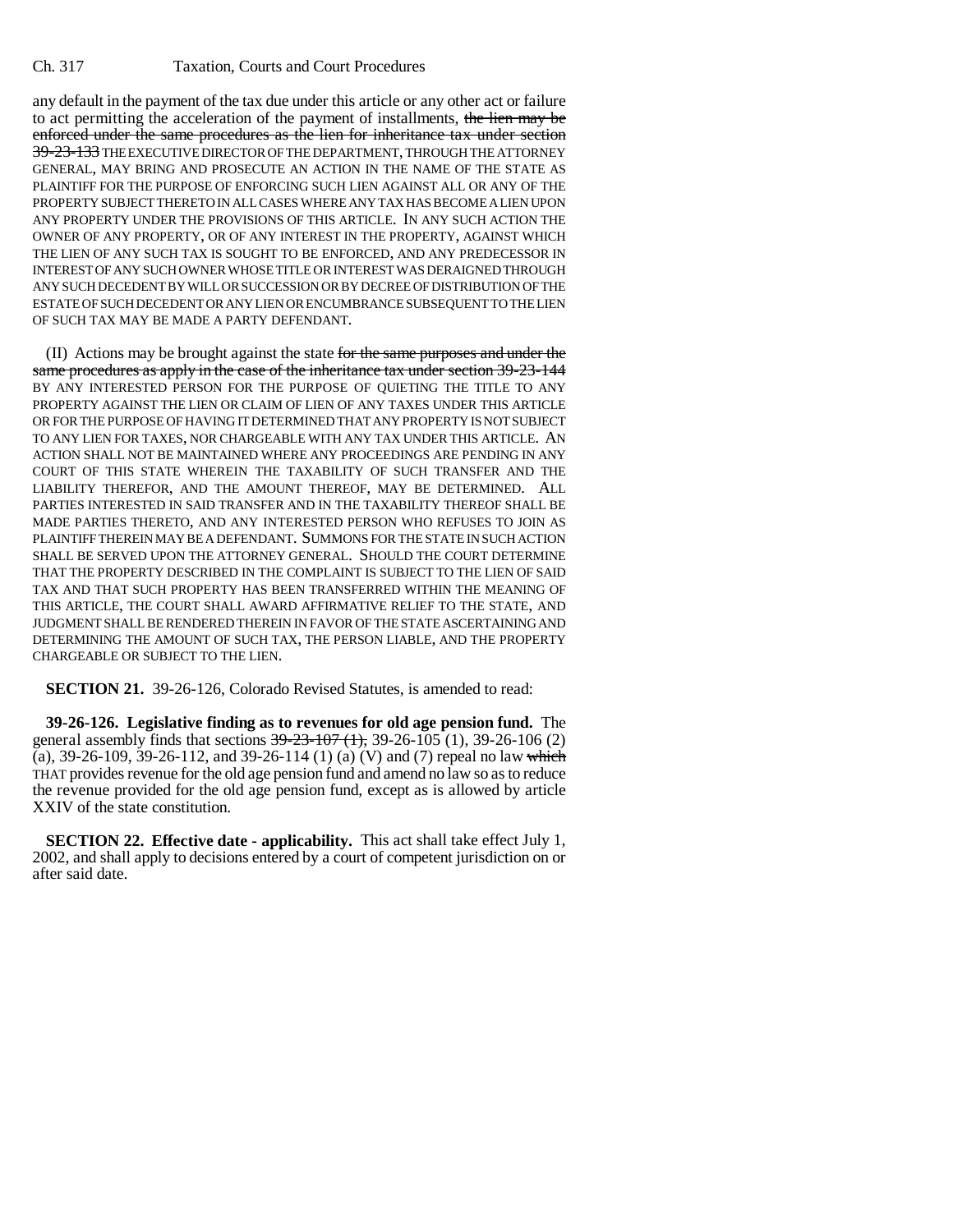any default in the payment of the tax due under this article or any other act or failure to act permitting the acceleration of the payment of installments, ~~the lien may be enforced under the same procedures as the lien for inheritance tax under section 39-23-133~~ THE EXECUTIVE DIRECTOR OF THE DEPARTMENT, THROUGH THE ATTORNEY GENERAL, MAY BRING AND PROSECUTE AN ACTION IN THE NAME OF THE STATE AS PLAINTIFF FOR THE PURPOSE OF ENFORCING SUCH LIEN AGAINST ALL OR ANY OF THE PROPERTY SUBJECT THERETO IN ALL CASES WHERE ANY TAX HAS BECOME A LIEN UPON ANY PROPERTY UNDER THE PROVISIONS OF THIS ARTICLE. IN ANY SUCH ACTION THE OWNER OF ANY PROPERTY, OR OF ANY INTEREST IN THE PROPERTY, AGAINST WHICH THE LIEN OF ANY SUCH TAX IS SOUGHT TO BE ENFORCED, AND ANY PREDECESSOR IN INTEREST OF ANY SUCH OWNER WHOSE TITLE OR INTEREST WAS DERAIGNED THROUGH ANY SUCH DECEDENT BY WILL OR SUCCESSION OR BY DECREE OF DISTRIBUTION OF THE ESTATE OF SUCH DECEDENT OR ANY LIEN OR ENCUMBRANCE SUBSEQUENT TO THE LIEN OF SUCH TAX MAY BE MADE A PARTY DEFENDANT.

(II) Actions may be brought against the state ~~for the same purposes and under the same procedures as apply in the case of the inheritance tax under section 39-23-144~~ BY ANY INTERESTED PERSON FOR THE PURPOSE OF QUIETING THE TITLE TO ANY PROPERTY AGAINST THE LIEN OR CLAIM OF LIEN OF ANY TAXES UNDER THIS ARTICLE OR FOR THE PURPOSE OF HAVING IT DETERMINED THAT ANY PROPERTY IS NOT SUBJECT TO ANY LIEN FOR TAXES, NOR CHARGEABLE WITH ANY TAX UNDER THIS ARTICLE. AN ACTION SHALL NOT BE MAINTAINED WHERE ANY PROCEEDINGS ARE PENDING IN ANY COURT OF THIS STATE WHEREIN THE TAXABILITY OF SUCH TRANSFER AND THE LIABILITY THEREFOR, AND THE AMOUNT THEREOF, MAY BE DETERMINED. ALL PARTIES INTERESTED IN SAID TRANSFER AND IN THE TAXABILITY THEREOF SHALL BE MADE PARTIES THERETO, AND ANY INTERESTED PERSON WHO REFUSES TO JOIN AS PLAINTIFF THEREIN MAY BE A DEFENDANT. SUMMONS FOR THE STATE IN SUCH ACTION SHALL BE SERVED UPON THE ATTORNEY GENERAL. SHOULD THE COURT DETERMINE THAT THE PROPERTY DESCRIBED IN THE COMPLAINT IS SUBJECT TO THE LIEN OF SAID TAX AND THAT SUCH PROPERTY HAS BEEN TRANSFERRED WITHIN THE MEANING OF THIS ARTICLE, THE COURT SHALL AWARD AFFIRMATIVE RELIEF TO THE STATE, AND JUDGMENT SHALL BE RENDERED THEREIN IN FAVOR OF THE STATE ASCERTAINING AND DETERMINING THE AMOUNT OF SUCH TAX, THE PERSON LIABLE, AND THE PROPERTY CHARGEABLE OR SUBJECT TO THE LIEN.

**SECTION 21.** 39-26-126, Colorado Revised Statutes, is amended to read:

**39-26-126. Legislative finding as to revenues for old age pension fund.** The general assembly finds that sections ~~39-23-107 (1),~~ 39-26-105 (1), 39-26-106 (2) (a), 39-26-109, 39-26-112, and 39-26-114 (1) (a) (V) and (7) repeal no law ~~which~~ THAT provides revenue for the old age pension fund and amend no law so as to reduce the revenue provided for the old age pension fund, except as is allowed by article XXIV of the state constitution.

**SECTION 22. Effective date - applicability.** This act shall take effect July 1, 2002, and shall apply to decisions entered by a court of competent jurisdiction on or after said date.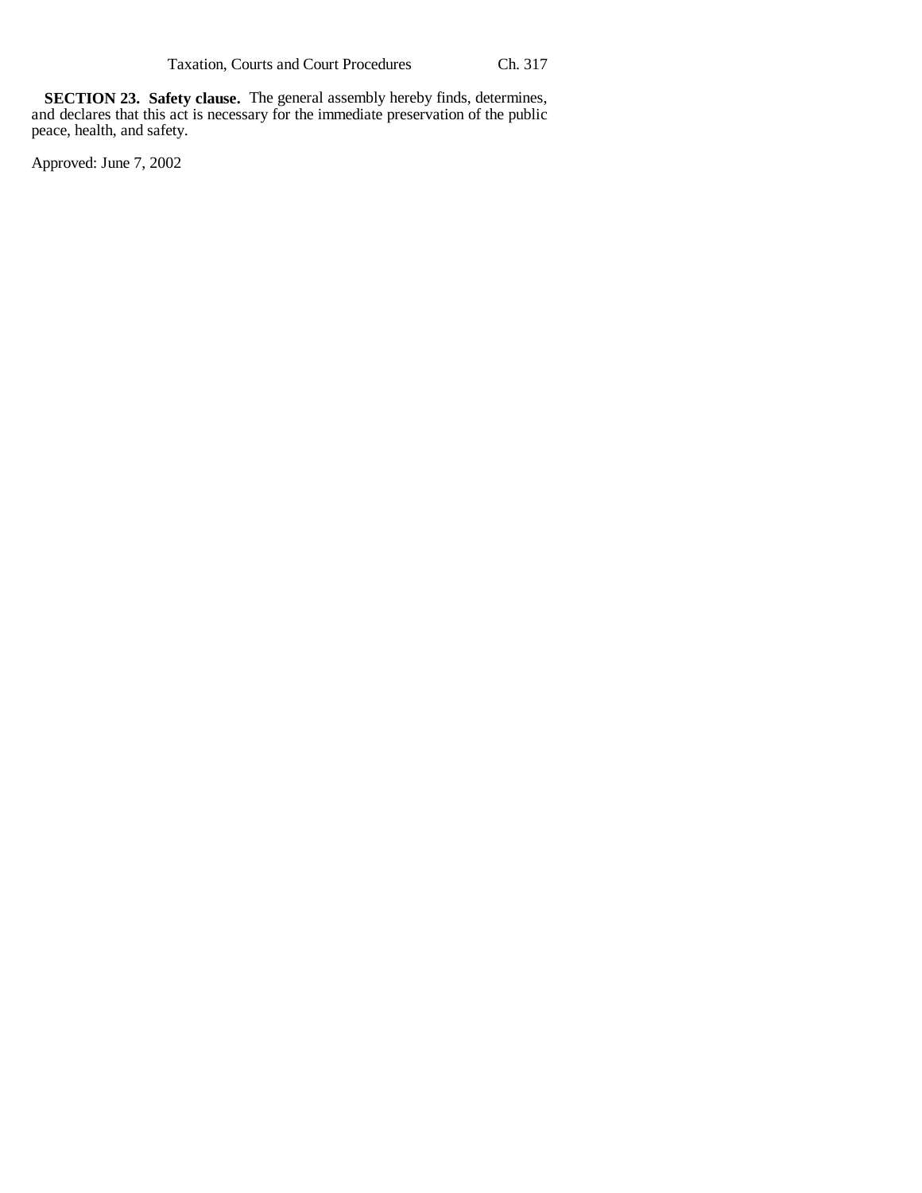**SECTION 23. Safety clause.** The general assembly hereby finds, determines, and declares that this act is necessary for the immediate preservation of the public peace, health, and safety.

Approved: June 7, 2002